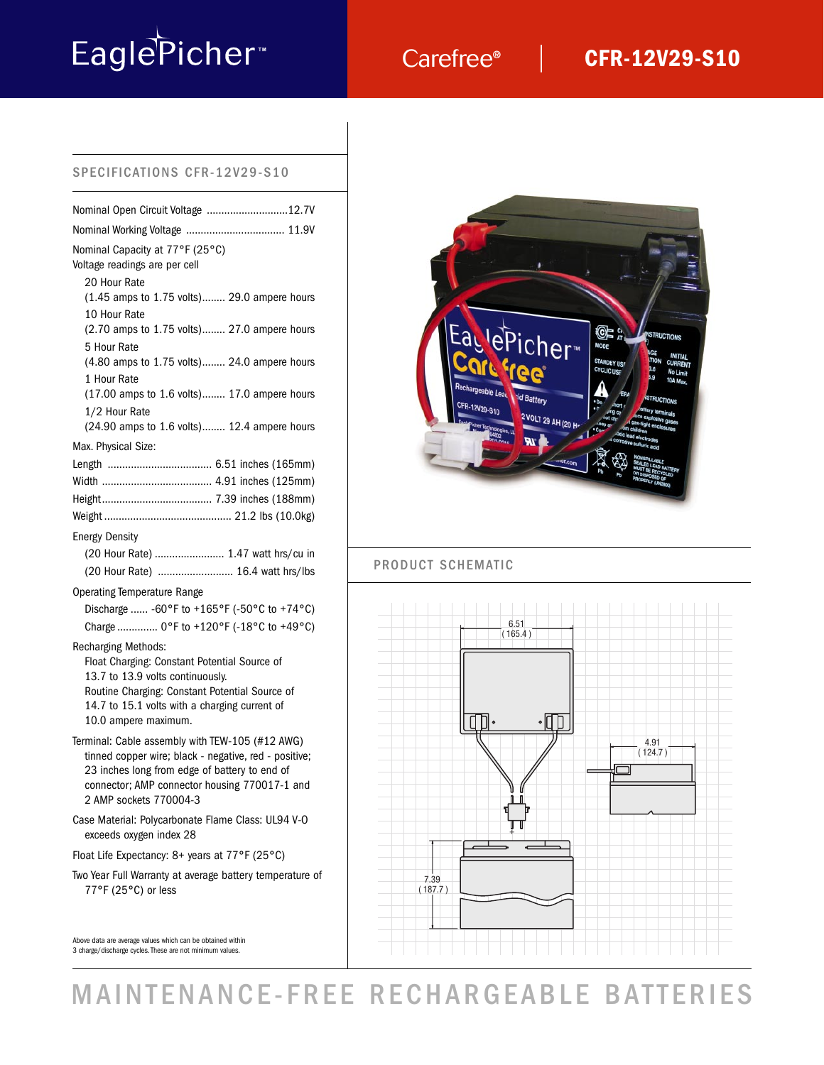# EaglePicher™

Carefree® | **CFR-12V29-S10**

## SPECIFICATIONS CFR-12V29-S10

Nominal Open Circuit Voltage ............................12.7V

Nominal Working Voltage .................................. 11.9V

Nominal Capacity at 77°F (25°C)
Voltage readings are per cell

- 20 Hour Rate
  (1.45 amps to 1.75 volts)........ 29.0 ampere hours
- 10 Hour Rate
  (2.70 amps to 1.75 volts)........ 27.0 ampere hours
- 5 Hour Rate
  (4.80 amps to 1.75 volts)........ 24.0 ampere hours
- 1 Hour Rate
  (17.00 amps to 1.6 volts)........ 17.0 ampere hours
- 1/2 Hour Rate
  (24.90 amps to 1.6 volts)........ 12.4 ampere hours

Max. Physical Size:

| | |
|---|---|
| Length | 6.51 inches (165mm) |
| Width | 4.91 inches (125mm) |
| Height | 7.39 inches (188mm) |
| Weight | 21.2 lbs (10.0kg) |

Energy Density

- (20 Hour Rate) ........................ 1.47 watt hrs/cu in
- (20 Hour Rate) .......................... 16.4 watt hrs/lbs

Operating Temperature Range

- Discharge ...... -60°F to +165°F (-50°C to +74°C)
- Charge ............. 0°F to +120°F (-18°C to +49°C)

Recharging Methods:

- Float Charging: Constant Potential Source of 13.7 to 13.9 volts continuously.
- Routine Charging: Constant Potential Source of 14.7 to 15.1 volts with a charging current of 10.0 ampere maximum.

Terminal: Cable assembly with TEW-105 (#12 AWG) tinned copper wire; black - negative, red - positive; 23 inches long from edge of battery to end of connector; AMP connector housing 770017-1 and 2 AMP sockets 770004-3

Case Material: Polycarbonate Flame Class: UL94 V-O exceeds oxygen index 28

Float Life Expectancy: 8+ years at 77°F (25°C)

Two Year Full Warranty at average battery temperature of 77°F (25°C) or less

Above data are average values which can be obtained within 3 charge/discharge cycles. These are not minimum values.

## PRODUCT SCHEMATIC

6.51 (165.4)

4.91 (124.7)

7.39 (187.7)

# MAINTENANCE-FREE RECHARGEABLE BATTERIES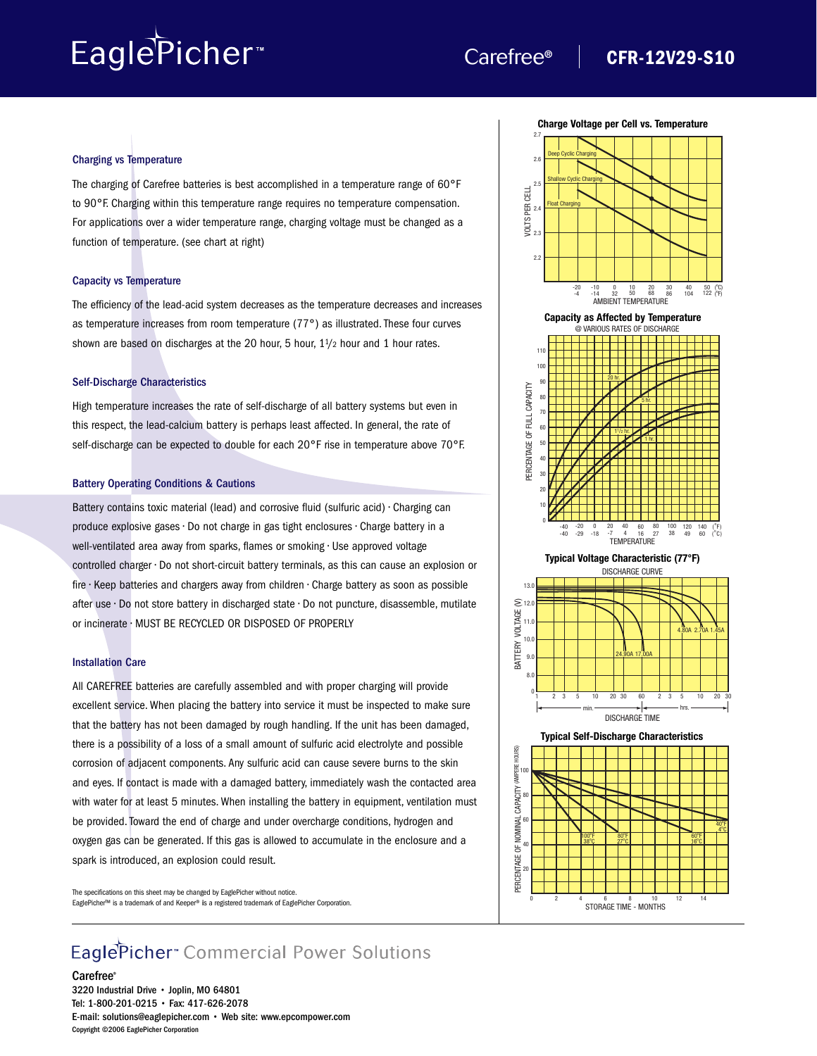## Charging vs Temperature

The charging of Carefree batteries is best accomplished in a temperature range of 60°F to 90°F. Charging within this temperature range requires no temperature compensation. For applications over a wider temperature range, charging voltage must be changed as a function of temperature. (see chart at right)

## Capacity vs Temperature

The efficiency of the lead-acid system decreases as the temperature decreases and increases as temperature increases from room temperature (77°) as illustrated. These four curves shown are based on discharges at the 20 hour, 5 hour, 1½ hour and 1 hour rates.

## Self-Discharge Characteristics

High temperature increases the rate of self-discharge of all battery systems but even in this respect, the lead-calcium battery is perhaps least affected. In general, the rate of self-discharge can be expected to double for each 20°F rise in temperature above 70°F.

## Battery Operating Conditions & Cautions

Battery contains toxic material (lead) and corrosive fluid (sulfuric acid) · Charging can produce explosive gases · Do not charge in gas tight enclosures · Charge battery in a well-ventilated area away from sparks, flames or smoking · Use approved voltage controlled charger · Do not short-circuit battery terminals, as this can cause an explosion or fire · Keep batteries and chargers away from children · Charge battery as soon as possible after use · Do not store battery in discharged state · Do not puncture, disassemble, mutilate or incinerate · MUST BE RECYCLED OR DISPOSED OF PROPERLY

## Installation Care

All CAREFREE batteries are carefully assembled and with proper charging will provide excellent service. When placing the battery into service it must be inspected to make sure that the battery has not been damaged by rough handling. If the unit has been damaged, there is a possibility of a loss of a small amount of sulfuric acid electrolyte and possible corrosion of adjacent components. Any sulfuric acid can cause severe burns to the skin and eyes. If contact is made with a damaged battery, immediately wash the contacted area with water for at least 5 minutes. When installing the battery in equipment, ventilation must be provided. Toward the end of charge and under overcharge conditions, hydrogen and oxygen gas can be generated. If this gas is allowed to accumulate in the enclosure and a spark is introduced, an explosion could result.

The specifications on this sheet may be changed by EaglePicher without notice.
EaglePicher™ is a trademark of and Keeper® is a registered trademark of EaglePicher Corporation.

**Charge Voltage per Cell vs. Temperature**

VOLTS PER CELL: 2.7, 2.6, 2.5, 2.4, 2.3, 2.2

Deep Cyclic Charging

Shallow Cyclic Charging

Float Charging

-20 -10 0 10 20 30 40 50 (°C)
-4 14 32 50 68 86 104 122 (°F)
AMBIENT TEMPERATURE

**Capacity as Affected by Temperature**
@ VARIOUS RATES OF DISCHARGE

PERCENTAGE OF FULL CAPACITY: 0, 10, 20, 30, 40, 50, 60, 70, 80, 90, 100, 110

20 hr.
5 hr.
1½ hr.
1 hr.

-40 -20 0 20 40 60 80 100 120 140 (°F)
-40 -29 -18 -7 4 16 27 38 49 60 (°C)
TEMPERATURE

**Typical Voltage Characteristic (77°F)**
DISCHARGE CURVE

BATTERY VOLTAGE (V): 0, 8.0, 9.0, 10.0, 11.0, 12.0, 13.0

4.80A 2.70A 1.45A
24.90A 17.00A

1 2 3 5 10 20 30 60 2 3 5 10 20 30
min. hrs.
DISCHARGE TIME

**Typical Self-Discharge Characteristics**

PERCENTAGE OF NOMINAL CAPACITY (AMPERE HOURS): 20, 40, 60, 80, 100

100°F 38°C
80°F 27°C
60°F 16°C
40°F 4°C

0 2 4 6 8 10 12 14
STORAGE TIME - MONTHS

EaglePicher™ Commercial Power Solutions

Carefree®
3220 Industrial Drive • Joplin, MO 64801
Tel: 1-800-201-0215 • Fax: 417-626-2078
E-mail: solutions@eaglepicher.com • Web site: www.epcompower.com
Copyright ©2006 EaglePicher Corporation